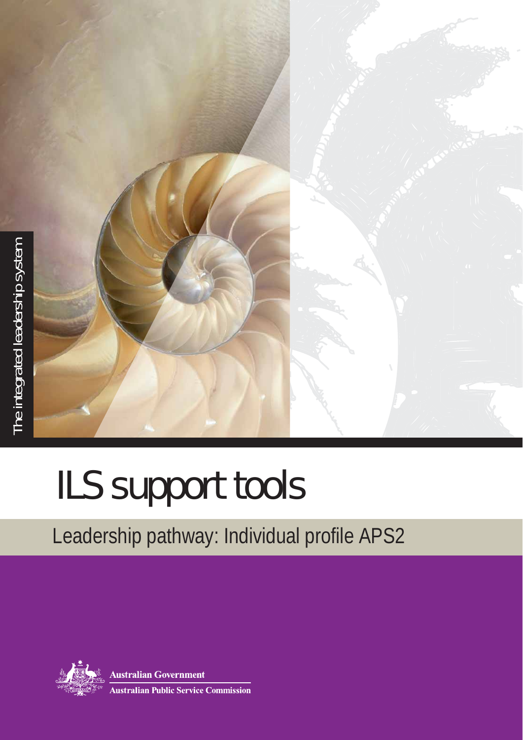The integrated leadership system

# ILS support tools

## Leadership pathway: Individual profile APS2

Australian Government

Australian Public Service Commission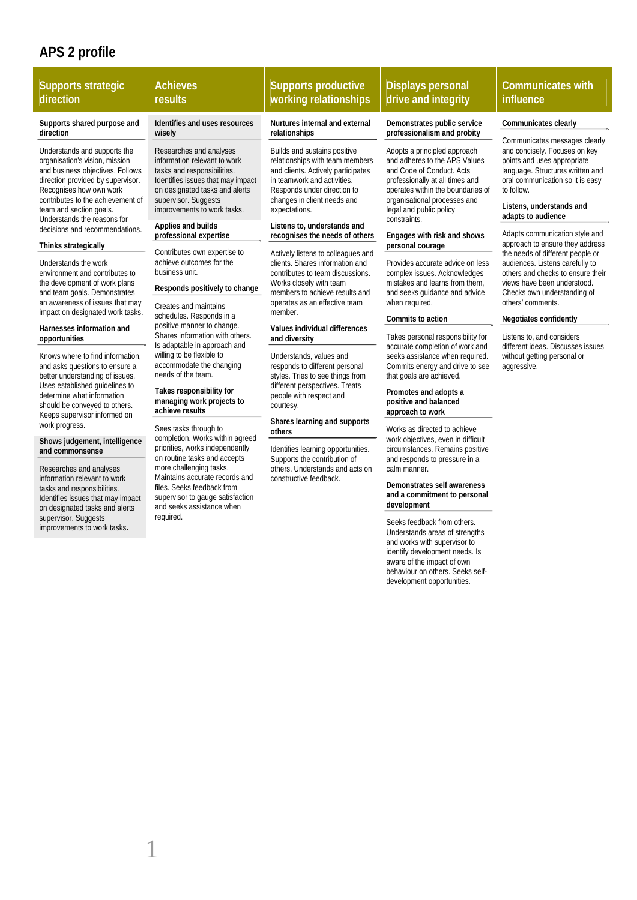# APS 2 profile

## Supports strategic direction

**Supports shared purpose and direction**

Understands and supports the organisation's vision, mission and business objectives. Follows direction provided by supervisor. Recognises how own work contributes to the achievement of team and section goals. Understands the reasons for decisions and recommendations.

**Thinks strategically**

Understands the work environment and contributes to the development of work plans and team goals. Demonstrates an awareness of issues that may impact on designated work tasks.

**Harnesses information and opportunities**

Knows where to find information, and asks questions to ensure a better understanding of issues. Uses established guidelines to determine what information should be conveyed to others. Keeps supervisor informed on work progress.

**Shows judgement, intelligence and commonsense**

Researches and analyses information relevant to work tasks and responsibilities. Identifies issues that may impact on designated tasks and alerts supervisor. Suggests improvements to work tasks.

## Achieves results

**Identifies and uses resources wisely**

Researches and analyses information relevant to work tasks and responsibilities. Identifies issues that may impact on designated tasks and alerts supervisor. Suggests improvements to work tasks.

**Applies and builds professional expertise**

Contributes own expertise to achieve outcomes for the business unit.

**Responds positively to change**

Creates and maintains schedules. Responds in a positive manner to change. Shares information with others. Is adaptable in approach and willing to be flexible to accommodate the changing needs of the team.

**Takes responsibility for managing work projects to achieve results**

Sees tasks through to completion. Works within agreed priorities, works independently on routine tasks and accepts more challenging tasks. Maintains accurate records and files. Seeks feedback from supervisor to gauge satisfaction and seeks assistance when required.

## Supports productive working relationships

**Nurtures internal and external relationships**

Builds and sustains positive relationships with team members and clients. Actively participates in teamwork and activities. Responds under direction to changes in client needs and expectations.

**Listens to, understands and recognises the needs of others**

Actively listens to colleagues and clients. Shares information and contributes to team discussions. Works closely with team members to achieve results and operates as an effective team member.

**Values individual differences and diversity**

Understands, values and responds to different personal styles. Tries to see things from different perspectives. Treats people with respect and courtesy.

**Shares learning and supports others**

Identifies learning opportunities. Supports the contribution of others. Understands and acts on constructive feedback.

## Displays personal drive and integrity

**Demonstrates public service professionalism and probity**

Adopts a principled approach and adheres to the APS Values and Code of Conduct. Acts professionally at all times and operates within the boundaries of organisational processes and legal and public policy constraints.

**Engages with risk and shows personal courage**

Provides accurate advice on less complex issues. Acknowledges mistakes and learns from them, and seeks guidance and advice when required.

**Commits to action**

Takes personal responsibility for accurate completion of work and seeks assistance when required. Commits energy and drive to see that goals are achieved.

**Promotes and adopts a positive and balanced approach to work**

Works as directed to achieve work objectives, even in difficult circumstances. Remains positive and responds to pressure in a calm manner.

**Demonstrates self awareness and a commitment to personal development**

Seeks feedback from others. Understands areas of strengths and works with supervisor to identify development needs. Is aware of the impact of own behaviour on others. Seeks self-development opportunities.

## Communicates with influence

**Communicates clearly**

Communicates messages clearly and concisely. Focuses on key points and uses appropriate language. Structures written and oral communication so it is easy to follow.

**Listens, understands and adapts to audience**

Adapts communication style and approach to ensure they address the needs of different people or audiences. Listens carefully to others and checks to ensure their views have been understood. Checks own understanding of others' comments.

**Negotiates confidently**

Listens to, and considers different ideas. Discusses issues without getting personal or aggressive.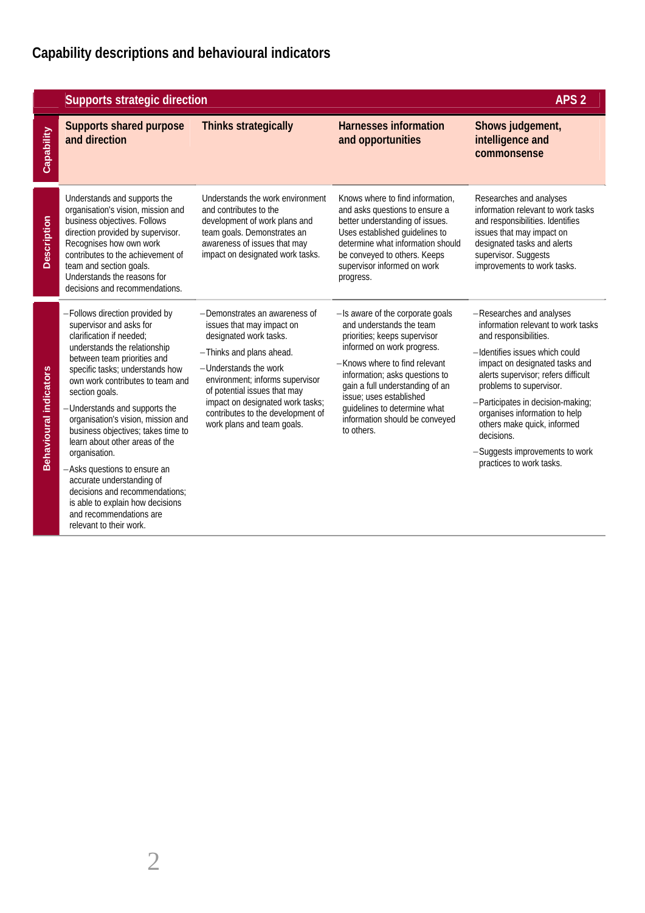## Capability descriptions and behavioural indicators

| | Supports strategic direction | | | APS 2 |
|---|---|---|---|---|
| **Capability** | **Supports shared purpose and direction** | **Thinks strategically** | **Harnesses information and opportunities** | **Shows judgement, intelligence and commonsense** |
| **Description** | Understands and supports the organisation's vision, mission and business objectives. Follows direction provided by supervisor. Recognises how own work contributes to the achievement of team and section goals. Understands the reasons for decisions and recommendations. | Understands the work environment and contributes to the development of work plans and team goals. Demonstrates an awareness of issues that may impact on designated work tasks. | Knows where to find information, and asks questions to ensure a better understanding of issues. Uses established guidelines to determine what information should be conveyed to others. Keeps supervisor informed on work progress. | Researches and analyses information relevant to work tasks and responsibilities. Identifies issues that may impact on designated tasks and alerts supervisor. Suggests improvements to work tasks. |
| **Behavioural indicators** | – Follows direction provided by supervisor and asks for clarification if needed; understands the relationship between team priorities and specific tasks; understands how own work contributes to team and section goals.<br>– Understands and supports the organisation's vision, mission and business objectives; takes time to learn about other areas of the organisation.<br>– Asks questions to ensure an accurate understanding of decisions and recommendations; is able to explain how decisions and recommendations are relevant to their work. | – Demonstrates an awareness of issues that may impact on designated work tasks.<br>– Thinks and plans ahead.<br>– Understands the work environment; informs supervisor of potential issues that may impact on designated work tasks; contributes to the development of work plans and team goals. | – Is aware of the corporate goals and understands the team priorities; keeps supervisor informed on work progress.<br>– Knows where to find relevant information; asks questions to gain a full understanding of an issue; uses established guidelines to determine what information should be conveyed to others. | – Researches and analyses information relevant to work tasks and responsibilities.<br>– Identifies issues which could impact on designated tasks and alerts supervisor; refers difficult problems to supervisor.<br>– Participates in decision-making; organises information to help others make quick, informed decisions.<br>– Suggests improvements to work practices to work tasks. |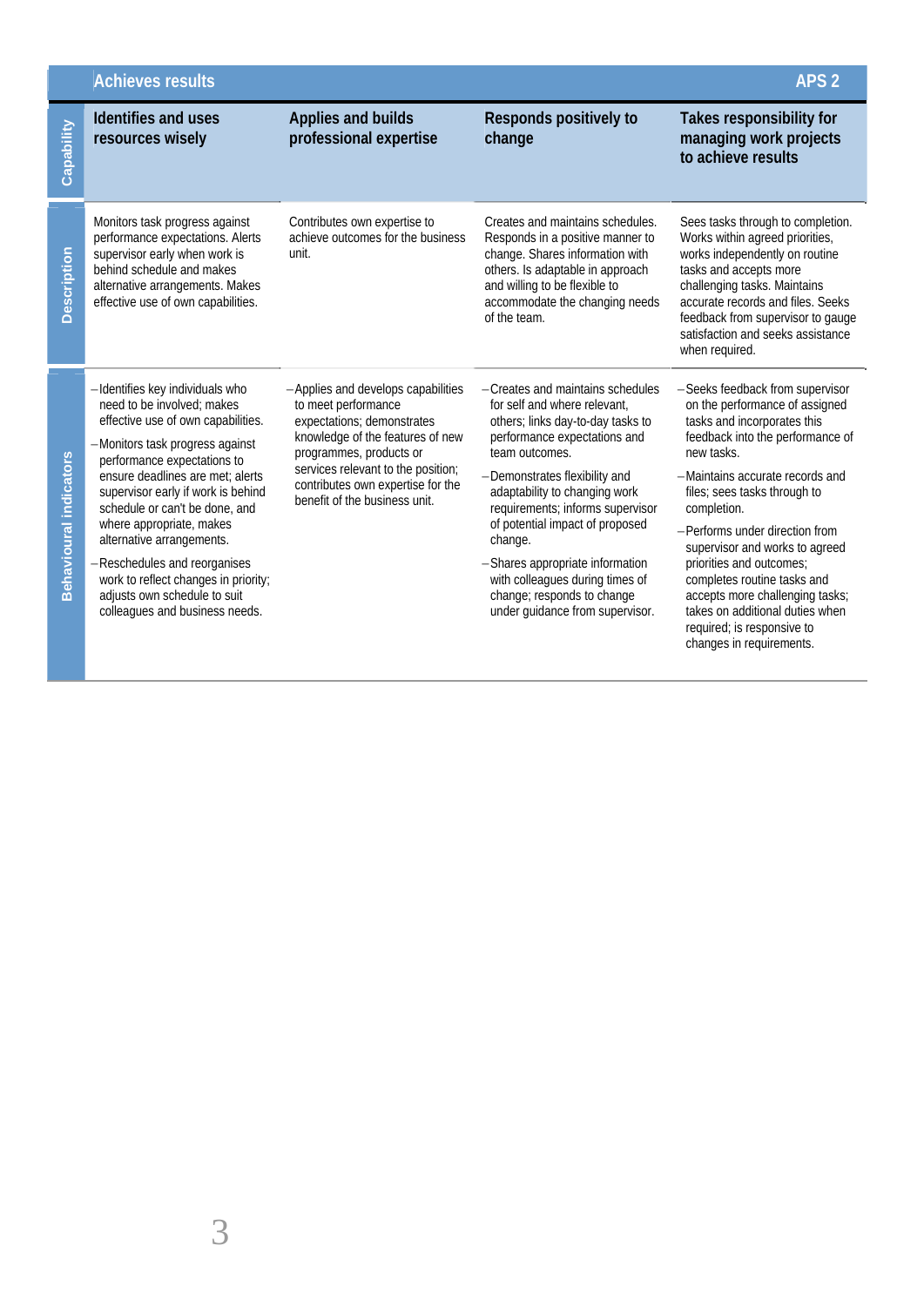| Achieves results | | | | APS 2 |
|---|---|---|---|---|
| **Capability** | **Identifies and uses resources wisely** | **Applies and builds professional expertise** | **Responds positively to change** | **Takes responsibility for managing work projects to achieve results** |
| **Description** | Monitors task progress against performance expectations. Alerts supervisor early when work is behind schedule and makes alternative arrangements. Makes effective use of own capabilities. | Contributes own expertise to achieve outcomes for the business unit. | Creates and maintains schedules. Responds in a positive manner to change. Shares information with others. Is adaptable in approach and willing to be flexible to accommodate the changing needs of the team. | Sees tasks through to completion. Works within agreed priorities, works independently on routine tasks and accepts more challenging tasks. Maintains accurate records and files. Seeks feedback from supervisor to gauge satisfaction and seeks assistance when required. |
| **Behavioural indicators** | – Identifies key individuals who need to be involved; makes effective use of own capabilities.<br>– Monitors task progress against performance expectations to ensure deadlines are met; alerts supervisor early if work is behind schedule or can't be done, and where appropriate, makes alternative arrangements.<br>– Reschedules and reorganises work to reflect changes in priority; adjusts own schedule to suit colleagues and business needs. | – Applies and develops capabilities to meet performance expectations; demonstrates knowledge of the features of new programmes, products or services relevant to the position; contributes own expertise for the benefit of the business unit. | – Creates and maintains schedules for self and where relevant, others; links day-to-day tasks to performance expectations and team outcomes.<br>– Demonstrates flexibility and adaptability to changing work requirements; informs supervisor of potential impact of proposed change.<br>– Shares appropriate information with colleagues during times of change; responds to change under guidance from supervisor. | – Seeks feedback from supervisor on the performance of assigned tasks and incorporates this feedback into the performance of new tasks.<br>– Maintains accurate records and files; sees tasks through to completion.<br>– Performs under direction from supervisor and works to agreed priorities and outcomes; completes routine tasks and accepts more challenging tasks; takes on additional duties when required; is responsive to changes in requirements. |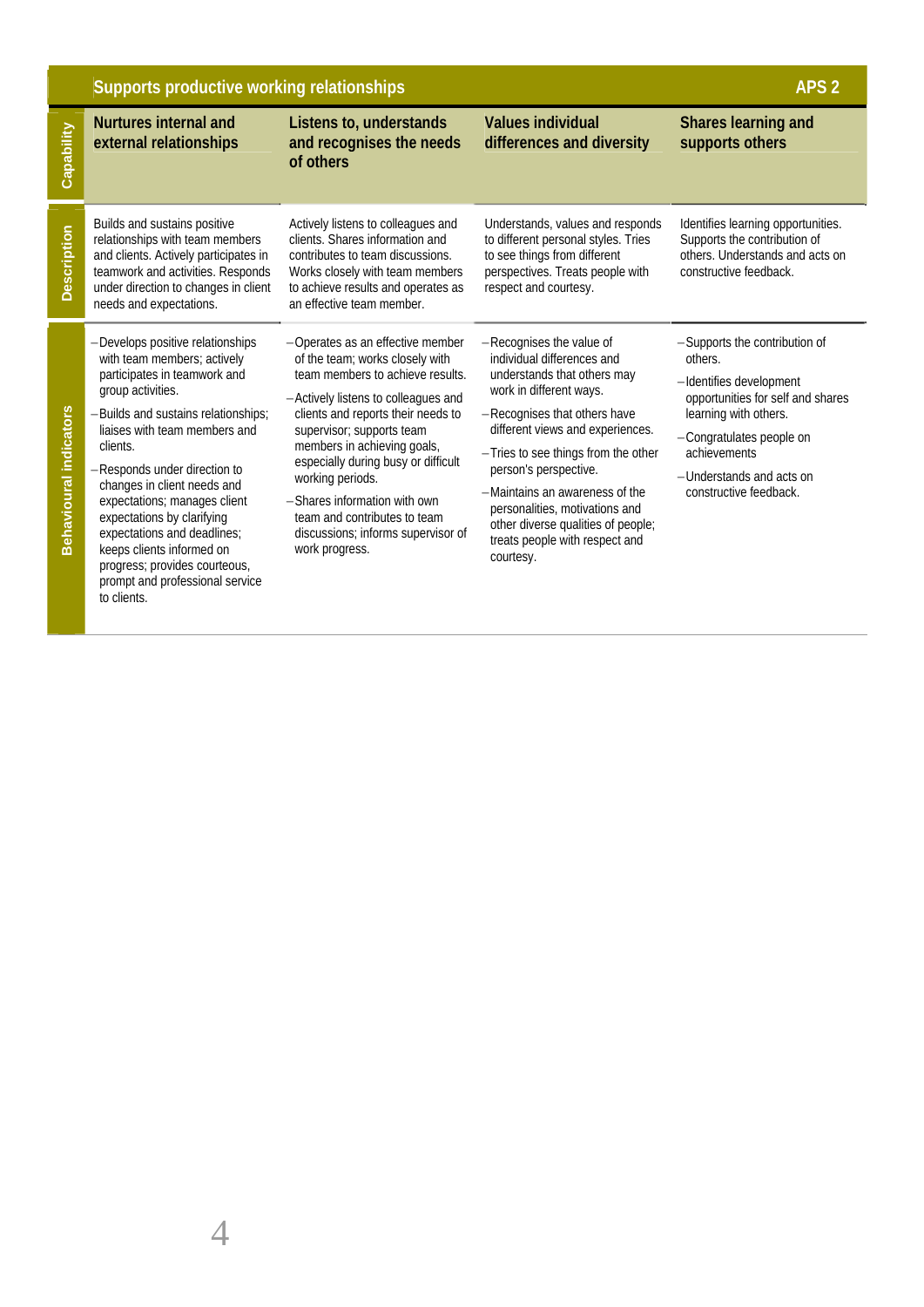## Supports productive working relationships — APS 2

| | Nurtures internal and external relationships | Listens to, understands and recognises the needs of others | Values individual differences and diversity | Shares learning and supports others |
|---|---|---|---|---|
| **Description** | Builds and sustains positive relationships with team members and clients. Actively participates in teamwork and activities. Responds under direction to changes in client needs and expectations. | Actively listens to colleagues and clients. Shares information and contributes to team discussions. Works closely with team members to achieve results and operates as an effective team member. | Understands, values and responds to different personal styles. Tries to see things from different perspectives. Treats people with respect and courtesy. | Identifies learning opportunities. Supports the contribution of others. Understands and acts on constructive feedback. |
| **Behavioural indicators** | – Develops positive relationships with team members; actively participates in teamwork and group activities.<br>– Builds and sustains relationships; liaises with team members and clients.<br>– Responds under direction to changes in client needs and expectations; manages client expectations by clarifying expectations and deadlines; keeps clients informed on progress; provides courteous, prompt and professional service to clients. | – Operates as an effective member of the team; works closely with team members to achieve results.<br>– Actively listens to colleagues and clients and reports their needs to supervisor; supports team members in achieving goals, especially during busy or difficult working periods.<br>– Shares information with own team and contributes to team discussions; informs supervisor of work progress. | – Recognises the value of individual differences and understands that others may work in different ways.<br>– Recognises that others have different views and experiences.<br>– Tries to see things from the other person's perspective.<br>– Maintains an awareness of the personalities, motivations and other diverse qualities of people; treats people with respect and courtesy. | – Supports the contribution of others.<br>– Identifies development opportunities for self and shares learning with others.<br>– Congratulates people on achievements<br>– Understands and acts on constructive feedback. |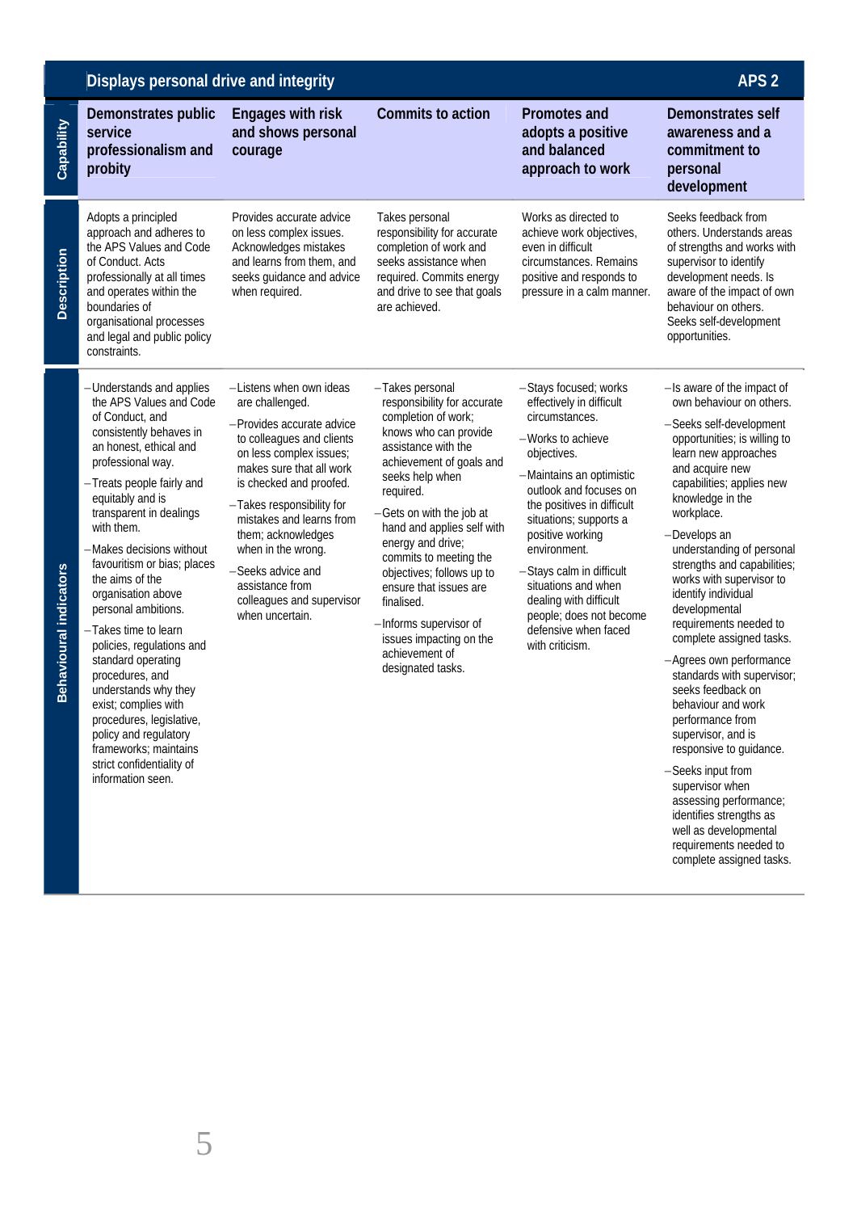## Displays personal drive and integrity — APS 2

| | Demonstrates public service professionalism and probity | Engages with risk and shows personal courage | Commits to action | Promotes and adopts a positive and balanced approach to work | Demonstrates self awareness and a commitment to personal development |
|---|---|---|---|---|---|
| **Description** | Adopts a principled approach and adheres to the APS Values and Code of Conduct. Acts professionally at all times and operates within the boundaries of organisational processes and legal and public policy constraints. | Provides accurate advice on less complex issues. Acknowledges mistakes and learns from them, and seeks guidance and advice when required. | Takes personal responsibility for accurate completion of work and seeks assistance when required. Commits energy and drive to see that goals are achieved. | Works as directed to achieve work objectives, even in difficult circumstances. Remains positive and responds to pressure in a calm manner. | Seeks feedback from others. Understands areas of strengths and works with supervisor to identify development needs. Is aware of the impact of own behaviour on others. Seeks self-development opportunities. |
| **Behavioural indicators** | – Understands and applies the APS Values and Code of Conduct, and consistently behaves in an honest, ethical and professional way.<br>– Treats people fairly and equitably and is transparent in dealings with them.<br>– Makes decisions without favouritism or bias; places the aims of the organisation above personal ambitions.<br>– Takes time to learn policies, regulations and standard operating procedures, and understands why they exist; complies with procedures, legislative, policy and regulatory frameworks; maintains strict confidentiality of information seen. | – Listens when own ideas are challenged.<br>– Provides accurate advice to colleagues and clients on less complex issues; makes sure that all work is checked and proofed.<br>– Takes responsibility for mistakes and learns from them; acknowledges when in the wrong.<br>– Seeks advice and assistance from colleagues and supervisor when uncertain. | – Takes personal responsibility for accurate completion of work; knows who can provide assistance with the achievement of goals and seeks help when required.<br>– Gets on with the job at hand and applies self with energy and drive; commits to meeting the objectives; follows up to ensure that issues are finalised.<br>– Informs supervisor of issues impacting on the achievement of designated tasks. | – Stays focused; works effectively in difficult circumstances.<br>– Works to achieve objectives.<br>– Maintains an optimistic outlook and focuses on the positives in difficult situations; supports a positive working environment.<br>– Stays calm in difficult situations and when dealing with difficult people; does not become defensive when faced with criticism. | – Is aware of the impact of own behaviour on others.<br>– Seeks self-development opportunities; is willing to learn new approaches and acquire new capabilities; applies new knowledge in the workplace.<br>– Develops an understanding of personal strengths and capabilities; works with supervisor to identify individual developmental requirements needed to complete assigned tasks.<br>– Agrees own performance standards with supervisor; seeks feedback on behaviour and work performance from supervisor, and is responsive to guidance.<br>– Seeks input from supervisor when assessing performance; identifies strengths as well as developmental requirements needed to complete assigned tasks. |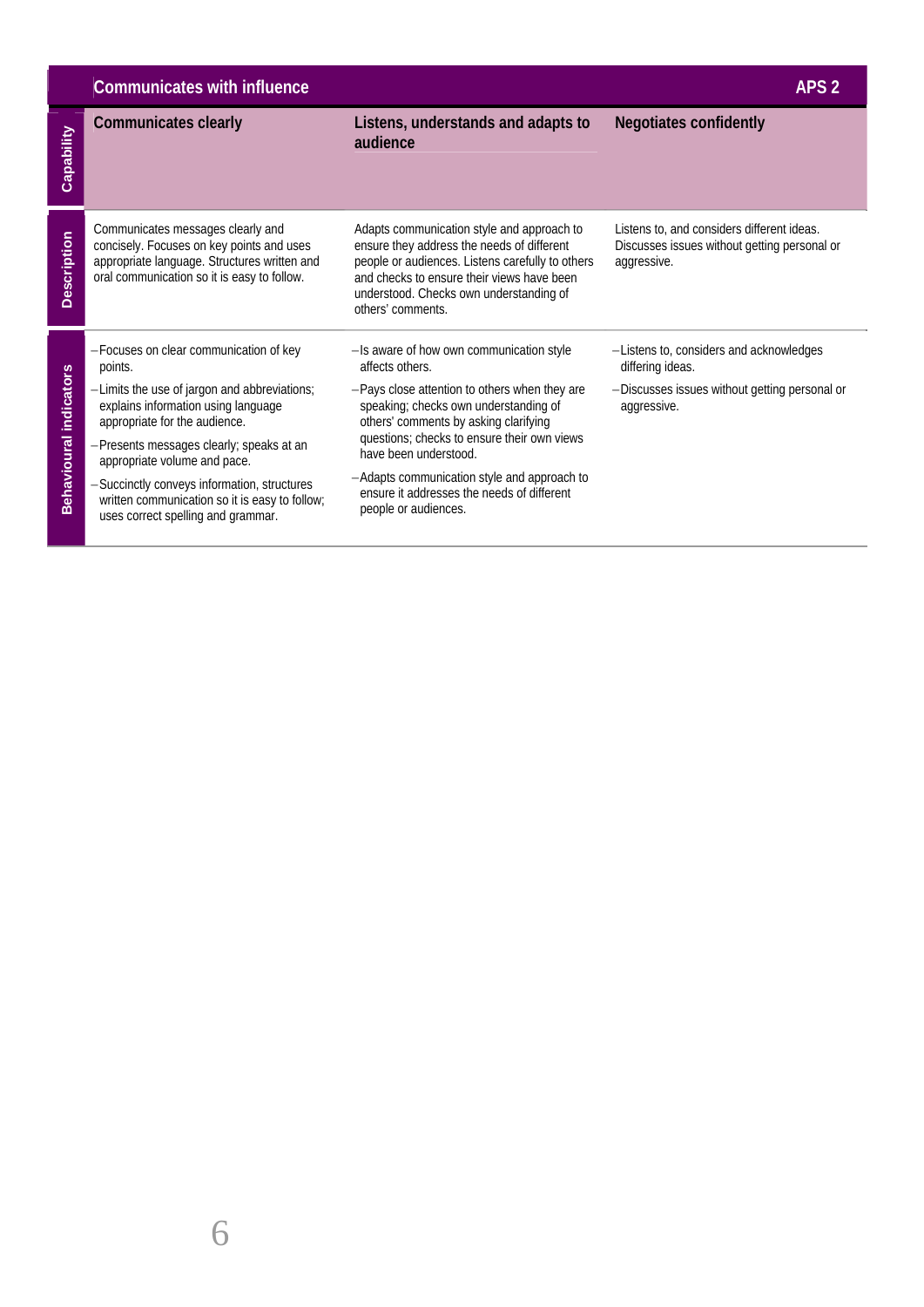| | Communicates with influence | | APS 2 |
|---|---|---|---|
| **Capability** | **Communicates clearly** | **Listens, understands and adapts to audience** | **Negotiates confidently** |
| **Description** | Communicates messages clearly and concisely. Focuses on key points and uses appropriate language. Structures written and oral communication so it is easy to follow. | Adapts communication style and approach to ensure they address the needs of different people or audiences. Listens carefully to others and checks to ensure their views have been understood. Checks own understanding of others' comments. | Listens to, and considers different ideas. Discusses issues without getting personal or aggressive. |
| **Behavioural indicators** | – Focuses on clear communication of key points.<br>– Limits the use of jargon and abbreviations; explains information using language appropriate for the audience.<br>– Presents messages clearly; speaks at an appropriate volume and pace.<br>– Succinctly conveys information, structures written communication so it is easy to follow; uses correct spelling and grammar. | – Is aware of how own communication style affects others.<br>– Pays close attention to others when they are speaking; checks own understanding of others' comments by asking clarifying questions; checks to ensure their own views have been understood.<br>– Adapts communication style and approach to ensure it addresses the needs of different people or audiences. | – Listens to, considers and acknowledges differing ideas.<br>– Discusses issues without getting personal or aggressive. |